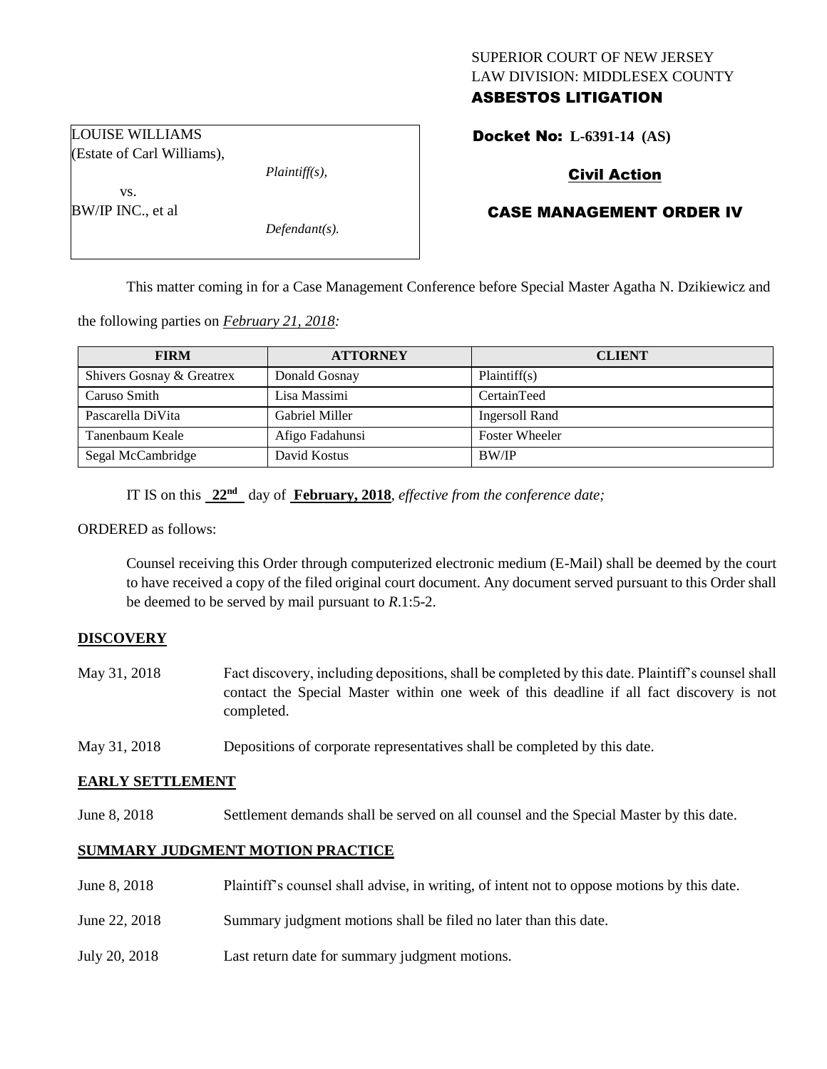SUPERIOR COURT OF NEW JERSEY
LAW DIVISION: MIDDLESEX COUNTY
**ASBESTOS LITIGATION**

LOUISE WILLIAMS
(Estate of Carl Williams),

*Plaintiff(s),*

vs.

BW/IP INC., et al

*Defendant(s).*

**Docket No: L-6391-14 (AS)**

**Civil Action**

**CASE MANAGEMENT ORDER IV**

This matter coming in for a Case Management Conference before Special Master Agatha N. Dzikiewicz and the following parties on *February 21, 2018:*

| FIRM | ATTORNEY | CLIENT |
|---|---|---|
| Shivers Gosnay & Greatrex | Donald Gosnay | Plaintiff(s) |
| Caruso Smith | Lisa Massimi | CertainTeed |
| Pascarella DiVita | Gabriel Miller | Ingersoll Rand |
| Tanenbaum Keale | Afigo Fadahunsi | Foster Wheeler |
| Segal McCambridge | David Kostus | BW/IP |

IT IS on this **22nd** day of **February, 2018**, *effective from the conference date;*

ORDERED as follows:

Counsel receiving this Order through computerized electronic medium (E-Mail) shall be deemed by the court to have received a copy of the filed original court document. Any document served pursuant to this Order shall be deemed to be served by mail pursuant to *R*.1:5-2.

## DISCOVERY

May 31, 2018 — Fact discovery, including depositions, shall be completed by this date. Plaintiff's counsel shall contact the Special Master within one week of this deadline if all fact discovery is not completed.

May 31, 2018 — Depositions of corporate representatives shall be completed by this date.

## EARLY SETTLEMENT

June 8, 2018 — Settlement demands shall be served on all counsel and the Special Master by this date.

## SUMMARY JUDGMENT MOTION PRACTICE

June 8, 2018 — Plaintiff's counsel shall advise, in writing, of intent not to oppose motions by this date.

June 22, 2018 — Summary judgment motions shall be filed no later than this date.

July 20, 2018 — Last return date for summary judgment motions.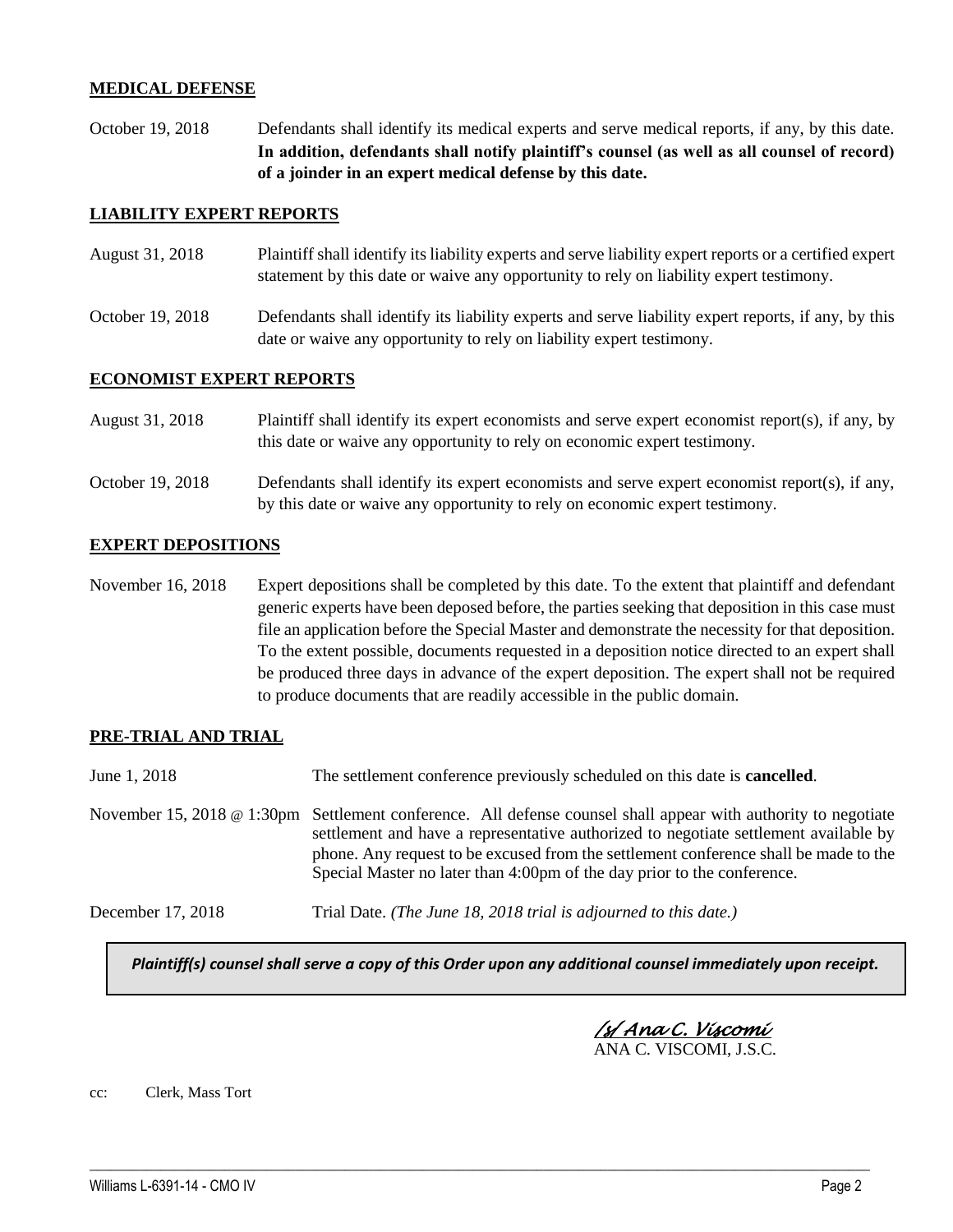**MEDICAL DEFENSE**

| | |
|---|---|
| October 19, 2018 | Defendants shall identify its medical experts and serve medical reports, if any, by this date. **In addition, defendants shall notify plaintiff's counsel (as well as all counsel of record) of a joinder in an expert medical defense by this date.** |

**LIABILITY EXPERT REPORTS**

| | |
|---|---|
| August 31, 2018 | Plaintiff shall identify its liability experts and serve liability expert reports or a certified expert statement by this date or waive any opportunity to rely on liability expert testimony. |
| October 19, 2018 | Defendants shall identify its liability experts and serve liability expert reports, if any, by this date or waive any opportunity to rely on liability expert testimony. |

**ECONOMIST EXPERT REPORTS**

| | |
|---|---|
| August 31, 2018 | Plaintiff shall identify its expert economists and serve expert economist report(s), if any, by this date or waive any opportunity to rely on economic expert testimony. |
| October 19, 2018 | Defendants shall identify its expert economists and serve expert economist report(s), if any, by this date or waive any opportunity to rely on economic expert testimony. |

**EXPERT DEPOSITIONS**

| | |
|---|---|
| November 16, 2018 | Expert depositions shall be completed by this date. To the extent that plaintiff and defendant generic experts have been deposed before, the parties seeking that deposition in this case must file an application before the Special Master and demonstrate the necessity for that deposition. To the extent possible, documents requested in a deposition notice directed to an expert shall be produced three days in advance of the expert deposition. The expert shall not be required to produce documents that are readily accessible in the public domain. |

**PRE-TRIAL AND TRIAL**

| | |
|---|---|
| June 1, 2018 | The settlement conference previously scheduled on this date is **cancelled**. |
| November 15, 2018 @ 1:30pm | Settlement conference. All defense counsel shall appear with authority to negotiate settlement and have a representative authorized to negotiate settlement available by phone. Any request to be excused from the settlement conference shall be made to the Special Master no later than 4:00pm of the day prior to the conference. |
| December 17, 2018 | Trial Date. *(The June 18, 2018 trial is adjourned to this date.)* |

***Plaintiff(s) counsel shall serve a copy of this Order upon any additional counsel immediately upon receipt.***

*/s/ Ana C. Viscomi*
ANA C. VISCOMI, J.S.C.

cc: Clerk, Mass Tort